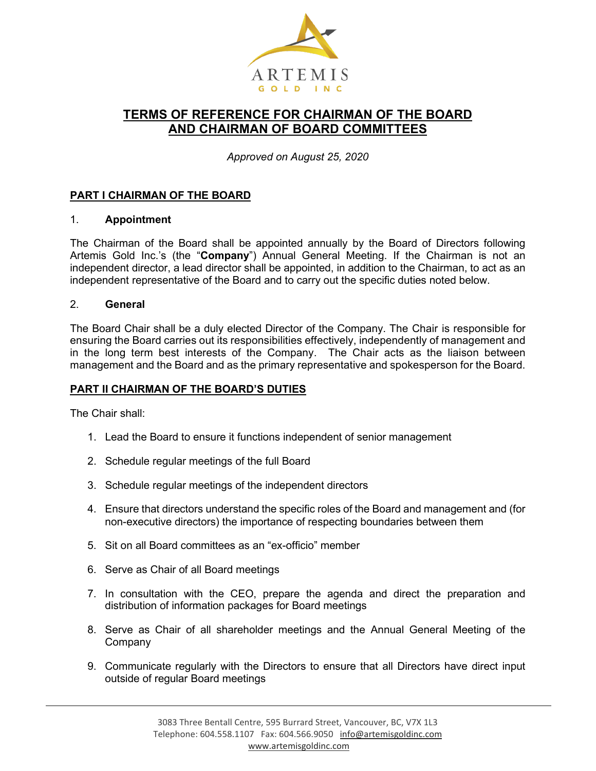ARTEMIS

GOLD INC

# TERMS OF REFERENCE FOR CHAIRMAN OF THE BOARD AND CHAIRMAN OF BOARD COMMITTEES

*Approved on August 25, 2020*

## PART I CHAIRMAN OF THE BOARD

### 1. Appointment

The Chairman of the Board shall be appointed annually by the Board of Directors following Artemis Gold Inc.'s (the "**Company**") Annual General Meeting. If the Chairman is not an independent director, a lead director shall be appointed, in addition to the Chairman, to act as an independent representative of the Board and to carry out the specific duties noted below.

### 2. General

The Board Chair shall be a duly elected Director of the Company. The Chair is responsible for ensuring the Board carries out its responsibilities effectively, independently of management and in the long term best interests of the Company. The Chair acts as the liaison between management and the Board and as the primary representative and spokesperson for the Board.

## PART II CHAIRMAN OF THE BOARD'S DUTIES

The Chair shall:

1. Lead the Board to ensure it functions independent of senior management
2. Schedule regular meetings of the full Board
3. Schedule regular meetings of the independent directors
4. Ensure that directors understand the specific roles of the Board and management and (for non-executive directors) the importance of respecting boundaries between them
5. Sit on all Board committees as an "ex-officio" member
6. Serve as Chair of all Board meetings
7. In consultation with the CEO, prepare the agenda and direct the preparation and distribution of information packages for Board meetings
8. Serve as Chair of all shareholder meetings and the Annual General Meeting of the Company
9. Communicate regularly with the Directors to ensure that all Directors have direct input outside of regular Board meetings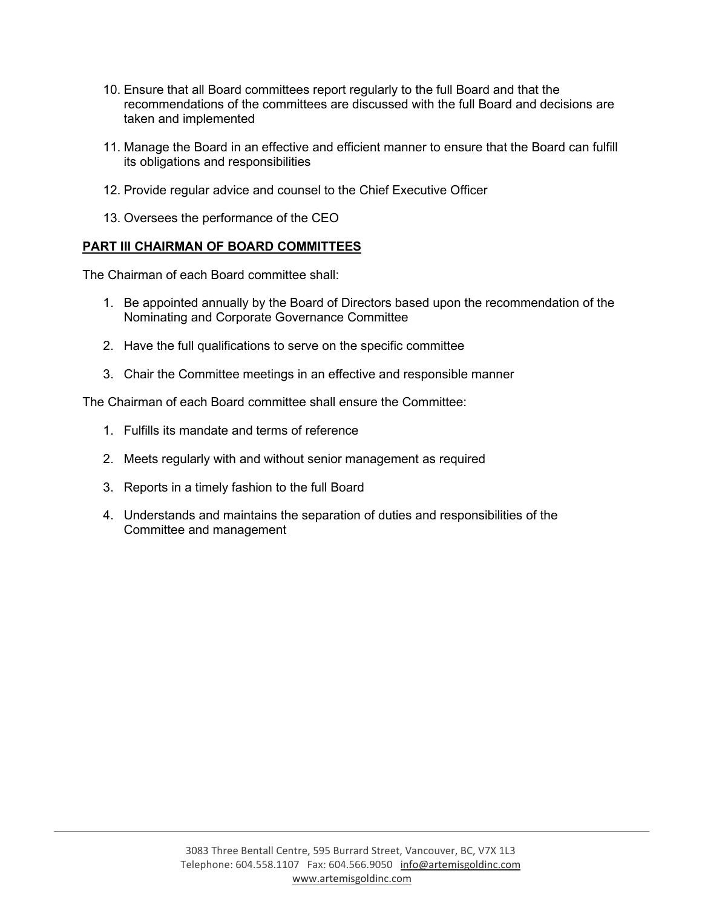10. Ensure that all Board committees report regularly to the full Board and that the recommendations of the committees are discussed with the full Board and decisions are taken and implemented

11. Manage the Board in an effective and efficient manner to ensure that the Board can fulfill its obligations and responsibilities

12. Provide regular advice and counsel to the Chief Executive Officer

13. Oversees the performance of the CEO

**PART III CHAIRMAN OF BOARD COMMITTEES**

The Chairman of each Board committee shall:

1. Be appointed annually by the Board of Directors based upon the recommendation of the Nominating and Corporate Governance Committee

2. Have the full qualifications to serve on the specific committee

3. Chair the Committee meetings in an effective and responsible manner

The Chairman of each Board committee shall ensure the Committee:

1. Fulfills its mandate and terms of reference

2. Meets regularly with and without senior management as required

3. Reports in a timely fashion to the full Board

4. Understands and maintains the separation of duties and responsibilities of the Committee and management